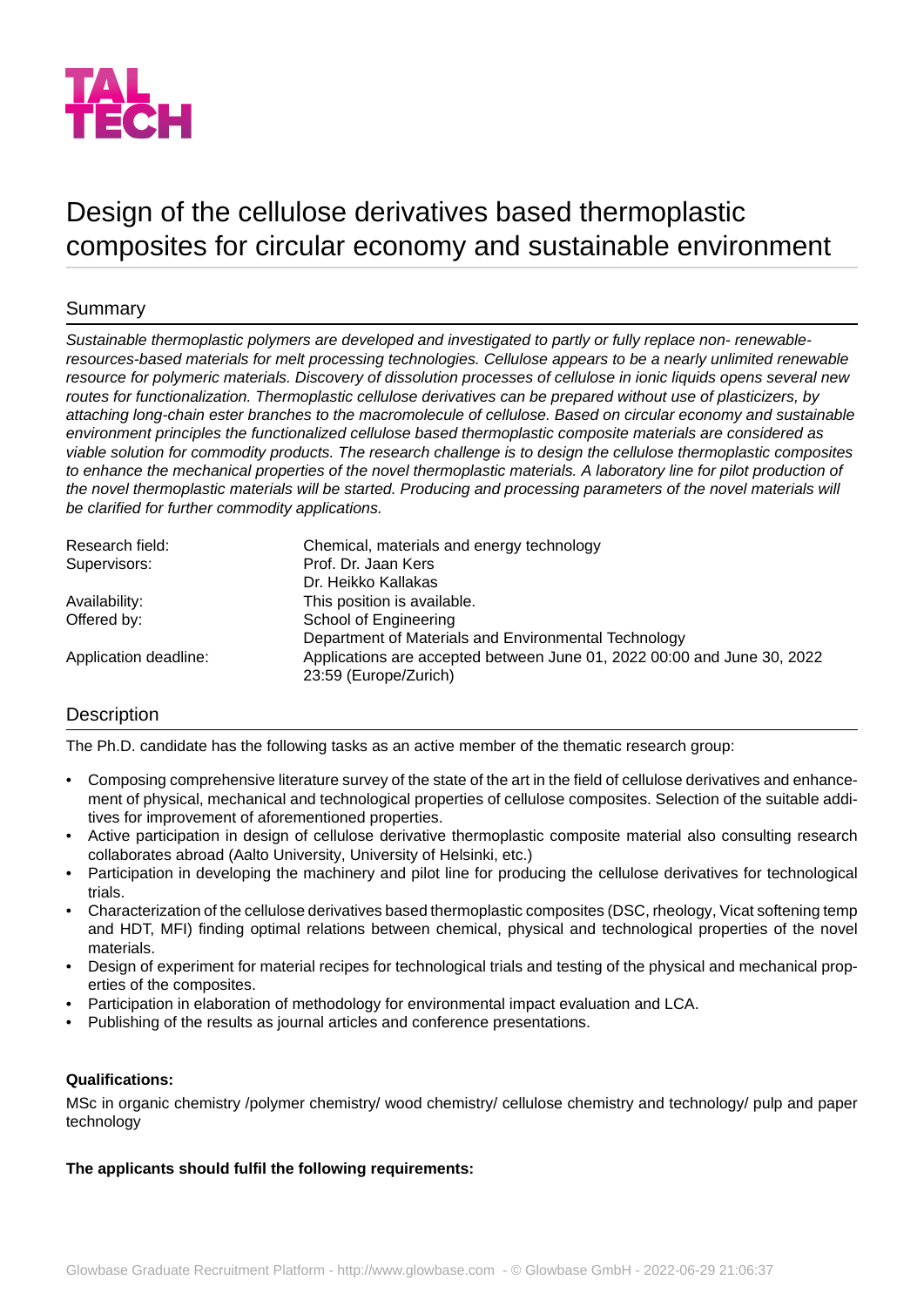TAL TECH

# Design of the cellulose derivatives based thermoplastic composites for circular economy and sustainable environment

## Summary

*Sustainable thermoplastic polymers are developed and investigated to partly or fully replace non- renewable-resources-based materials for melt processing technologies. Cellulose appears to be a nearly unlimited renewable resource for polymeric materials. Discovery of dissolution processes of cellulose in ionic liquids opens several new routes for functionalization. Thermoplastic cellulose derivatives can be prepared without use of plasticizers, by attaching long-chain ester branches to the macromolecule of cellulose. Based on circular economy and sustainable environment principles the functionalized cellulose based thermoplastic composite materials are considered as viable solution for commodity products. The research challenge is to design the cellulose thermoplastic composites to enhance the mechanical properties of the novel thermoplastic materials. A laboratory line for pilot production of the novel thermoplastic materials will be started. Producing and processing parameters of the novel materials will be clarified for further commodity applications.*

| | |
|---|---|
| Research field: | Chemical, materials and energy technology |
| Supervisors: | Prof. Dr. Jaan Kers<br>Dr. Heikko Kallakas |
| Availability: | This position is available. |
| Offered by: | School of Engineering<br>Department of Materials and Environmental Technology |
| Application deadline: | Applications are accepted between June 01, 2022 00:00 and June 30, 2022 23:59 (Europe/Zurich) |

## Description

The Ph.D. candidate has the following tasks as an active member of the thematic research group:

- Composing comprehensive literature survey of the state of the art in the field of cellulose derivatives and enhancement of physical, mechanical and technological properties of cellulose composites. Selection of the suitable additives for improvement of aforementioned properties.
- Active participation in design of cellulose derivative thermoplastic composite material also consulting research collaborates abroad (Aalto University, University of Helsinki, etc.)
- Participation in developing the machinery and pilot line for producing the cellulose derivatives for technological trials.
- Characterization of the cellulose derivatives based thermoplastic composites (DSC, rheology, Vicat softening temp and HDT, MFI) finding optimal relations between chemical, physical and technological properties of the novel materials.
- Design of experiment for material recipes for technological trials and testing of the physical and mechanical properties of the composites.
- Participation in elaboration of methodology for environmental impact evaluation and LCA.
- Publishing of the results as journal articles and conference presentations.

**Qualifications:**

MSc in organic chemistry /polymer chemistry/ wood chemistry/ cellulose chemistry and technology/ pulp and paper technology

**The applicants should fulfil the following requirements:**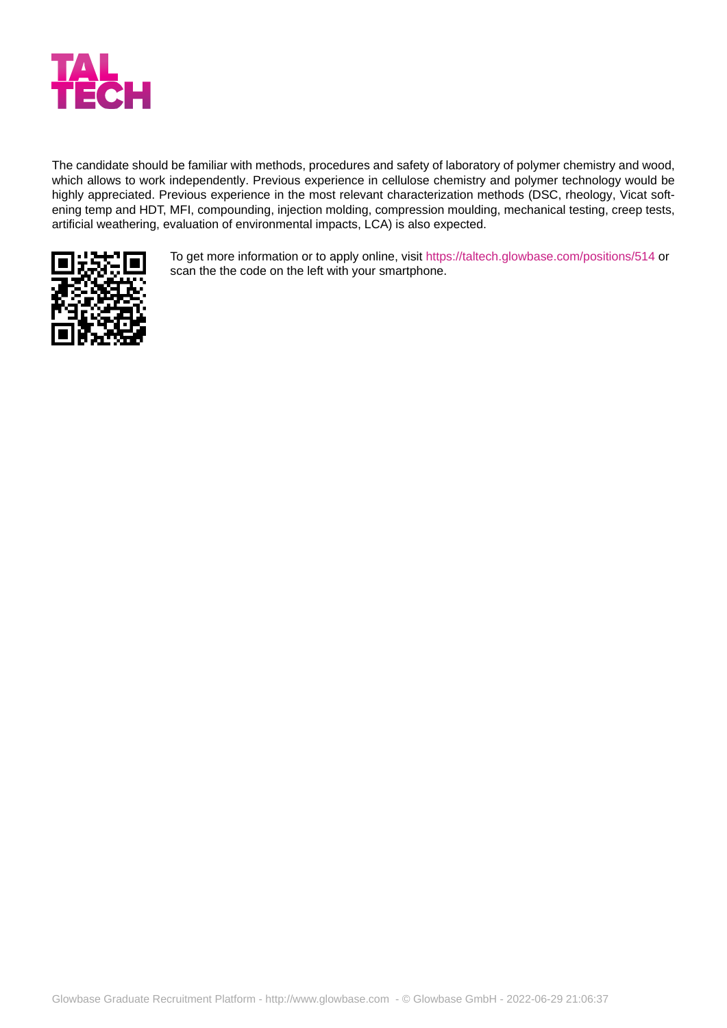The candidate should be familiar with methods, procedures and safety of laboratory of polymer chemistry and wood, which allows to work independently. Previous experience in cellulose chemistry and polymer technology would be highly appreciated. Previous experience in the most relevant characterization methods (DSC, rheology, Vicat softening temp and HDT, MFI, compounding, injection molding, compression moulding, mechanical testing, creep tests, artificial weathering, evaluation of environmental impacts, LCA) is also expected.

To get more information or to apply online, visit https://taltech.glowbase.com/positions/514 or scan the the code on the left with your smartphone.